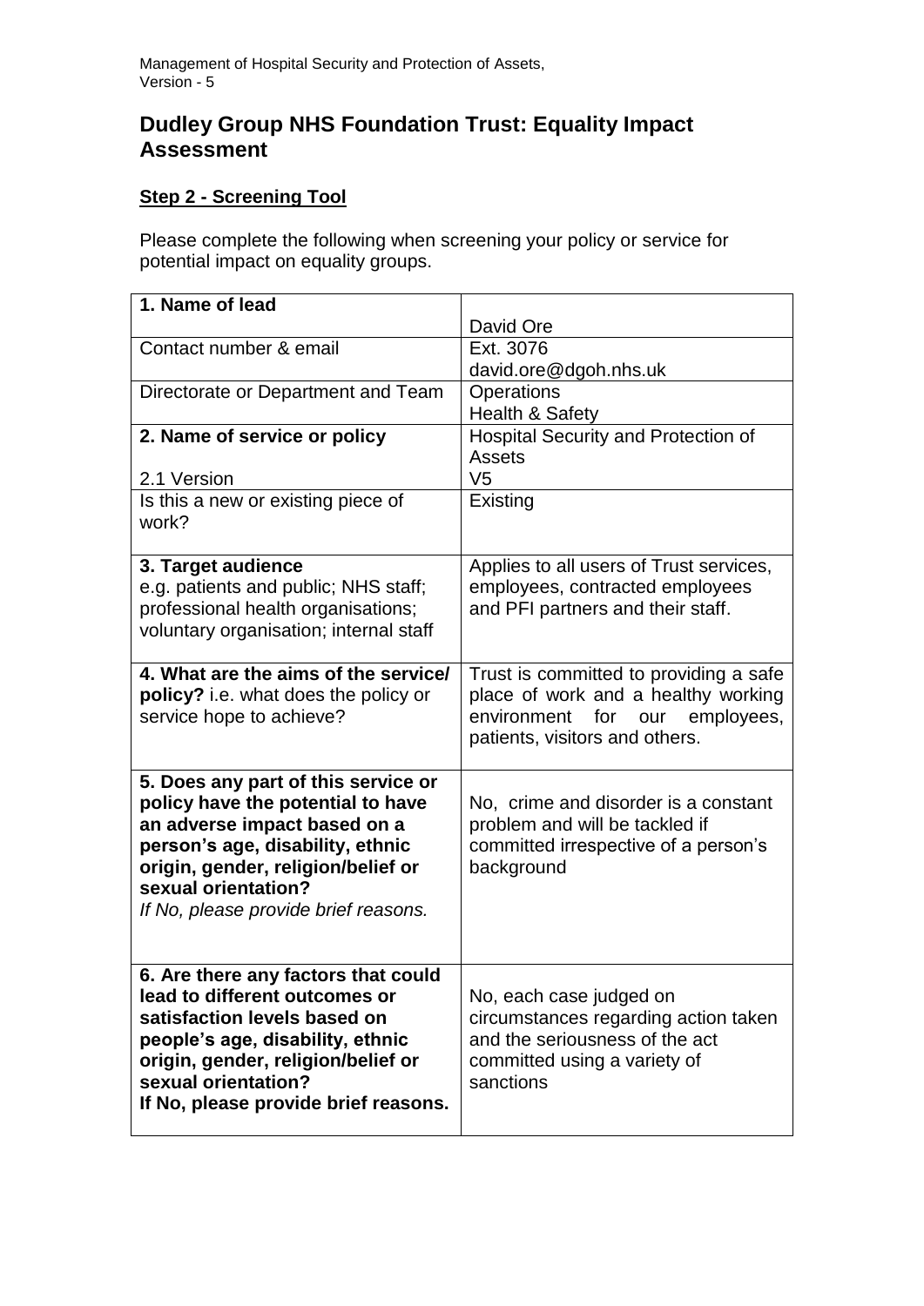# Dudley Group NHS Foundation Trust: Equality Impact Assessment

## Step 2 - Screening Tool

Please complete the following when screening your policy or service for potential impact on equality groups.

| | |
|---|---|
| **1. Name of lead** | David Ore |
| Contact number & email | Ext. 3076<br>david.ore@dgoh.nhs.uk |
| Directorate or Department and Team | Operations<br>Health & Safety |
| **2. Name of service or policy**<br><br>2.1 Version | Hospital Security and Protection of Assets<br>V5 |
| Is this a new or existing piece of work? | Existing |
| **3. Target audience**<br>e.g. patients and public; NHS staff; professional health organisations; voluntary organisation; internal staff | Applies to all users of Trust services, employees, contracted employees and PFI partners and their staff. |
| **4. What are the aims of the service/ policy?** i.e. what does the policy or service hope to achieve? | Trust is committed to providing a safe place of work and a healthy working environment for our employees, patients, visitors and others. |
| **5. Does any part of this service or policy have the potential to have an adverse impact based on a person's age, disability, ethnic origin, gender, religion/belief or sexual orientation?**<br>*If No, please provide brief reasons.* | No, crime and disorder is a constant problem and will be tackled if committed irrespective of a person's background |
| **6. Are there any factors that could lead to different outcomes or satisfaction levels based on people's age, disability, ethnic origin, gender, religion/belief or sexual orientation?**<br>**If No, please provide brief reasons.** | No, each case judged on circumstances regarding action taken and the seriousness of the act committed using a variety of sanctions |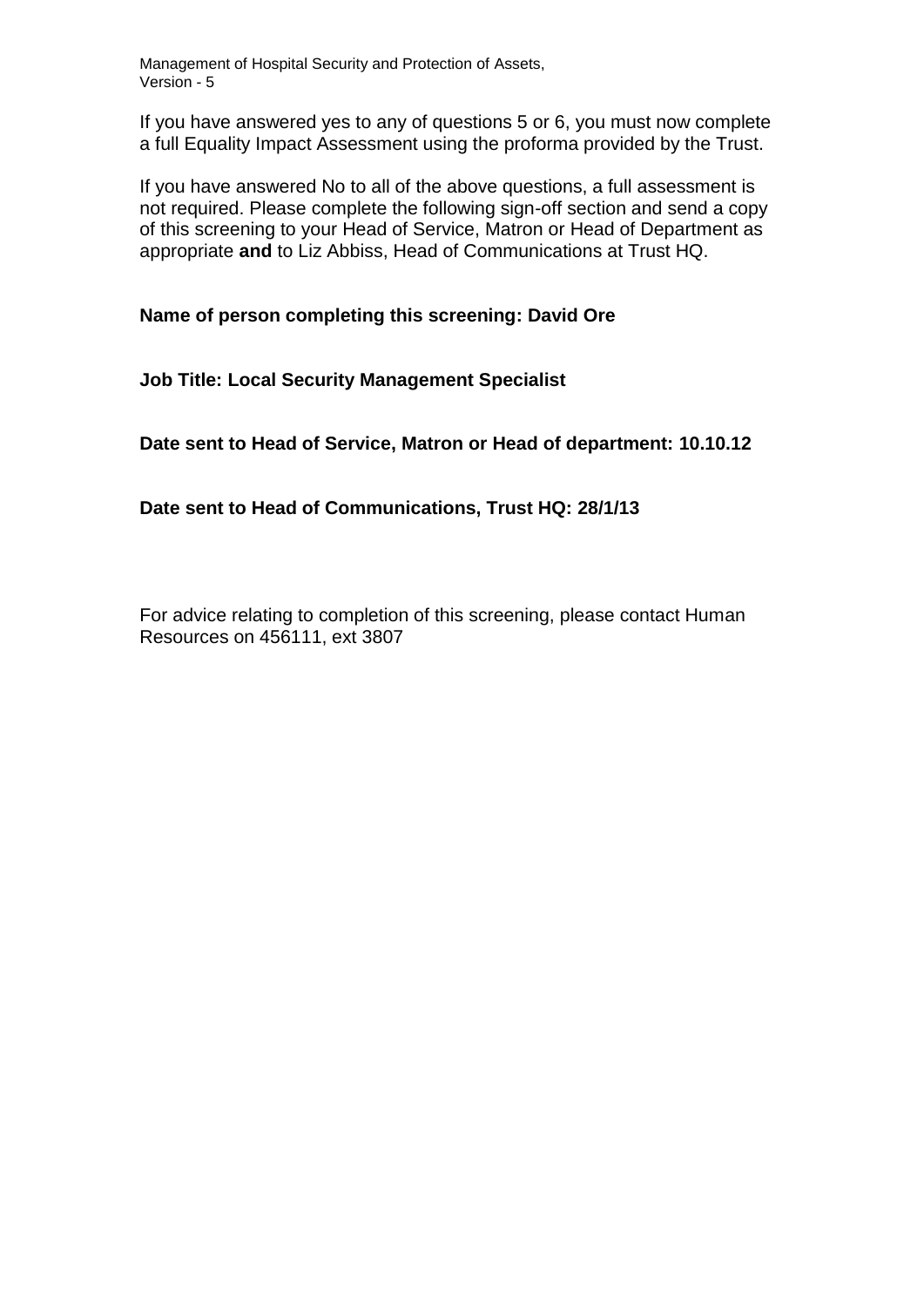If you have answered yes to any of questions 5 or 6, you must now complete a full Equality Impact Assessment using the proforma provided by the Trust.

If you have answered No to all of the above questions, a full assessment is not required. Please complete the following sign-off section and send a copy of this screening to your Head of Service, Matron or Head of Department as appropriate **and** to Liz Abbiss, Head of Communications at Trust HQ.

**Name of person completing this screening: David Ore**

**Job Title: Local Security Management Specialist**

**Date sent to Head of Service, Matron or Head of department: 10.10.12**

**Date sent to Head of Communications, Trust HQ: 28/1/13**

For advice relating to completion of this screening, please contact Human Resources on 456111, ext 3807